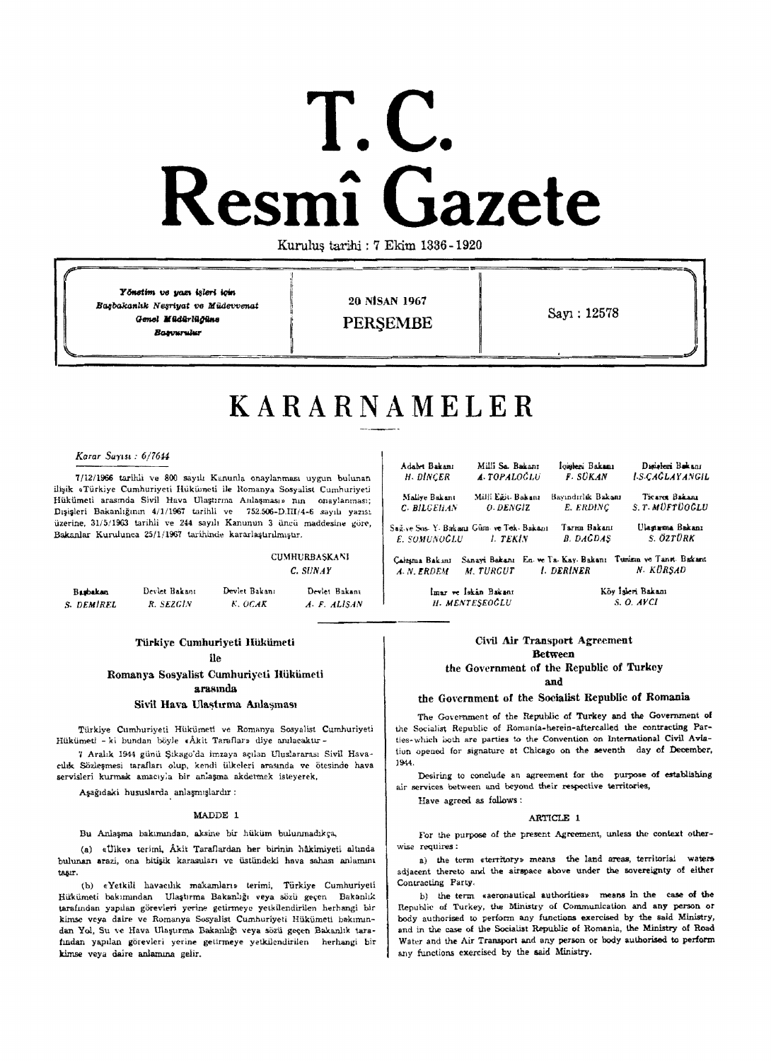# T. C.
# Resmî Gazete

Kuruluş tarihi : 7 Ekim 1336 - 1920

| | | |
|---|---|---|
| *Yönetim ve yazı işleri için Başbakanlık Neşriyat ve Müdevvenat Genel Müdürlüğüne Başvurulur* | 20 NİSAN 1967 PERŞEMBE | Sayı : 12578 |

# KARARNAMELER

*Karar Sayısı : 6/7644*

7/12/1966 tarihli ve 800 sayılı Kanunla onaylanması uygun bulunan ilişik «Türkiye Cumhuriyeti Hükümeti ile Romanya Sosyalist Cumhuriyeti Hükümeti arasında Sivil Hava Ulaştırma Anlaşması» nın onaylanması; Dışişleri Bakanlığının 4/1/1967 tarihli ve 752.506-D.III/4-6 sayılı yazısı üzerine, 31/5/1963 tarihli ve 244 sayılı Kanunun 3 üncü maddesine göre, Bakanlar Kurulunca 25/1/1967 tarihinde kararlaştırılmıştır.

CUMHURBAŞKANI
*C. SUNAY*

| | | | |
|---|---|---|---|
| Başbakan *S. DEMİREL* | Devlet Bakanı *R. SEZGİN* | Devlet Bakanı *K. OCAK* | Devlet Bakanı *A. F. ALİSAN* |
| Adalet Bakanı *H. DİNÇER* | Millî Sa. Bakanı *A. TOPALOĞLU* | İçişleri Bakanı *F. SÜKAN* | Dışişleri Bakanı *İ. S. ÇAĞLAYANGİL* |
| Maliye Bakanı *C. BİLGEHAN* | Millî Eğit. Bakanı *O. DENGİZ* | Bayındırlık Bakanı *E. ERDİNÇ* | Ticaret Bakanı *S. T. MÜFTÜOĞLU* |
| Sağ. ve Sos. Y. Bakanı *E. SOMUNOĞLU* | Güm. ve Tek. Bakanı *İ. TEKİN* | Tarım Bakanı *B. DAĞDAŞ* | Ulaştırma Bakanı *S. ÖZTÜRK* |
| Çalışma Bakanı *A. N. ERDEM* | Sanayi Bakanı *M. TURGUT* | En. ve Ta. Kay. Bakanı *İ. DERİNER* | Turizm ve Tanıt. Bakanı *N. KÜRŞAD* |
| İmar ve İskân Bakanı *H. MENTEŞEOĞLU* | | Köy İşleri Bakanı *S. O. AVCI* | |

## Türkiye Cumhuriyeti Hükümeti ile Romanya Sosyalist Cumhuriyeti Hükümeti arasında Sivil Hava Ulaştırma Anlaşması

Türkiye Cumhuriyeti Hükümeti ve Romanya Sosyalist Cumhuriyeti Hükümeti - ki bundan böyle «Âkit Taraflar» diye anılacaktır -

7 Aralık 1944 günü Şikago'da imzaya açılan Uluslararası Sivil Havacılık Sözleşmesi tarafları olup, kendi ülkeleri arasında ve ötesinde hava servisleri kurmak amacıyla bir anlaşma akdetmek isteyerek,

Aşağıdaki hususlarda anlaşmışlardır :

### MADDE 1

Bu Anlaşma bakımından, aksine bir hüküm bulunmadıkça,

(a) «Ülke» terimi, Âkit Taraflardan her birinin hâkimiyeti altında bulunan arazi, ona bitişik karasuları ve üstündeki hava sahası anlamını taşır.

(b) «Yetkili havacılık makamları» terimi, Türkiye Cumhuriyeti Hükümeti bakımından Ulaştırma Bakanlığı veya sözü geçen Bakanlık tarafından yapılan görevleri yerine getirmeye yetkilendirilen herhangi bir kimse veya daire ve Romanya Sosyalist Cumhuriyeti Hükümeti bakımından Yol, Su ve Hava Ulaştırma Bakanlığı veya sözü geçen Bakanlık tarafından yapılan görevleri yerine getirmeye yetkilendirilen herhangi bir kimse veya daire anlamına gelir.

## Civil Air Transport Agreement Between the Government of the Republic of Turkey and the Government of the Socialist Republic of Romania

The Government of the Republic of Turkey and the Government of the Socialist Republic of Romania-herein-aftercalled the contracting Parties-which both are parties to the Convention on International Civil Aviation opened for signature at Chicago on the seventh day of December, 1944.

Desiring to conclude an agreement for the purpose of establishing air services between and beyond their respective territories,

Have agreed as follows :

### ARTICLE 1

For the purpose of the present Agreement, unless the context otherwise requires :

a) the term «territory» means the land areas, territorial waters adjacent thereto and the airspace above under the sovereignty of either Contracting Party.

b) the term «aeronautical authorities» means in the case of the Republic of Turkey, the Ministry of Communication and any person or body authorised to perform any functions exercised by the said Ministry, and in the case of the Socialist Republic of Romania, the Ministry of Road Water and the Air Transport and any person or body authorised to perform any functions exercised by the said Ministry.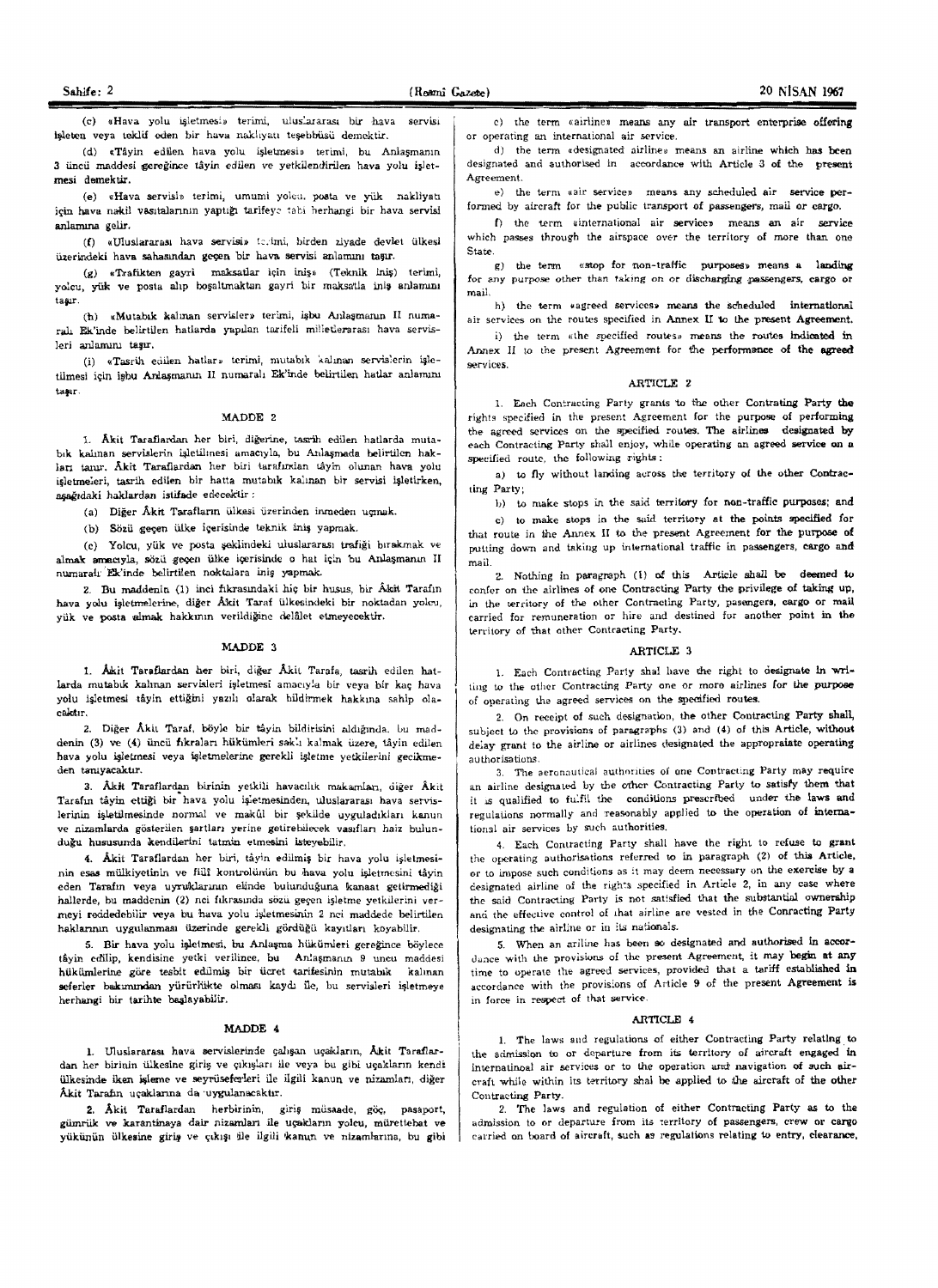(c) «Hava yolu işletmesi» terimi, uluslararası bir hava servisi işleten veya teklif eden bir hava nakliyatı teşebbüsü demektir.

(d) «Tâyin edilen hava yolu işletmesi» terimi, bu Anlaşmanın 3 üncü maddesi gereğince tâyin edilen ve yetkilendirilen hava yolu işletmesi demektir.

(e) «Hava servisi» terimi, umumi yolcu, posta ve yük nakliyatı için hava nakil vasıtalarının yaptığı tarifeye tabi herhangi bir hava servisi anlamına gelir.

(f) «Uluslararası hava servisi» terimi, birden ziyade devlet ülkesi üzerindeki hava sahasından geçen bir hava servisi anlamını taşır.

(g) «Trafikten gayri maksatlar için iniş» (Teknik iniş) terimi, yolcu, yük ve posta alıp boşaltmaktan gayri bir maksatla iniş anlamını taşır.

(h) «Mutabık kalınan servisler» terimi, işbu Anlaşmanın II numaralı Ek'inde belirtilen hatlarda yapılan tarifeli milletlerarası hava servisleri anlamını taşır.

(i) «Tasrih edilen hatlar» terimi, mutabık kalınan servislerin işletilmesi için işbu Anlaşmanın II numaralı Ek'inde belirtilen hatlar anlamını taşır.

## MADDE 2

1. Âkit Taraflardan her biri, diğerine, tasrih edilen hatlarda mutabık kalınan servislerin işletilmesi amacıyla, bu Anlaşmada belirtilen hakları tanır. Âkit Taraflardan her biri tarafından tâyin olunan hava yolu işletmeleri, tasrih edilen bir hatta mutabık kalınan bir servisi işletirken, aşağıdaki haklardan istifade edecektir :

(a) Diğer Âkit Tarafların ülkesi üzerinden inmeden uçmak.

(b) Sözü geçen ülke içerisinde teknik iniş yapmak.

(c) Yolcu, yük ve posta şeklindeki uluslararası trafiği bırakmak ve almak amacıyla, sözü geçen ülke içerisinde o hat için bu Anlaşmanın II numaralı Ek'inde belirtilen noktalara iniş yapmak.

2. Bu maddenin (1) inci fıkrasındaki hiç bir husus, bir Âkit Tarafın hava yolu işletmelerine, diğer Âkit Taraf ülkesindeki bir noktadan yolcu, yük ve posta almak hakkının verildiğine delâlet etmeyecektir.

## MADDE 3

1. Âkit Taraflardan her biri, diğer Âkit Tarafa, tasrih edilen hatlarda mutabık kalınan servisleri işletmesi amacıyla bir veya bir kaç hava yolu işletmesi tâyin ettiğini yazılı olarak bildirmek hakkına sahip olacaktır.

2. Diğer Âkit Taraf, böyle bir tâyin bildirisini aldığında, bu maddenin (3) ve (4) üncü fıkraları hükümleri saklı kalmak üzere, tâyin edilen hava yolu işletmesi veya işletmelerine gerekli işletme yetkilerini gecikmeden tanıyacaktır.

3. Âkit Taraflardan birinin yetkili havacılık makamları, diğer Âkit Tarafın tâyin ettiği bir hava yolu işletmesinden, uluslararası hava servislerinin işletilmesinde normal ve makûl bir şekilde uyguladıkları kanun ve nizamlarda gösterilen şartları yerine getirebilecek vasıfları haiz bulunduğu hususunda kendilerini tatmin etmesini isteyebilir.

4. Âkit Taraflardan her biri, tâyin edilmiş bir hava yolu işletmesinin esas mülkiyetinin ve fiilî kontrolünün bu hava yolu işletmesini tâyin eden Tarafın veya uyruklarının elinde bulunduğuna kanaat getirmediği hallerde, bu maddenin (2) nci fıkrasında sözü geçen işletme yetkilerini vermeyi reddedebilir veya bu hava yolu işletmesinin 2 nci maddede belirtilen haklarının uygulanması üzerinde gerekli gördüğü kayıtları koyabilir.

5. Bir hava yolu işletmesi, bu Anlaşma hükümleri gereğince böylece tâyin edilip, kendisine yetki verilince, bu Anlaşmanın 9 uncu maddesi hükümlerine göre tesbit edilmiş bir ücret tarifesinin mutabık kalınan seferler bakımından yürürlükte olması kaydı ile, bu servisleri işletmeye herhangi bir tarihte başlayabilir.

## MADDE 4

1. Uluslararası hava servislerinde çalışan uçakların, Âkit Taraflardan her birinin ülkesine giriş ve çıkışları ile veya bu gibi uçakların kendi ülkesinde iken işleme ve seyrüseferleri ile ilgili kanun ve nizamları, diğer Âkit Tarafın uçaklarına da uygulanacaktır.

2. Âkit Taraflardan herbirinin, giriş müsaade, göç, pasaport, gümrük ve karantinaya dair nizamları ile uçakların yolcu, mürettebat ve yükünün ülkesine giriş ve çıkışı ile ilgili kanun ve nizamlarına, bu gibi

c) the term «airline» means any air transport enterprise offering or operating an international air service.

d) the term «designated airline» means an airline which has been designated and authorised in accordance with Article 3 of the present Agreement.

e) the term «air service» means any scheduled air service performed by aircraft for the public transport of passengers, mail or cargo.

f) the term «international air service» means an air service which passes through the airspace over the territory of more than one State.

g) the term «stop for non-traffic purposes» means a landing for any purpose other than taking on or discharging passengers, cargo or mail.

h) the term «agreed services» means the scheduled international air services on the routes specified in Annex II to the present Agreement.

i) the term «the specified routes» means the routes indicated in Annex II to the present Agreement for the performance of the agreed services.

## ARTICLE 2

1. Each Contracting Party grants to the other Contrating Party the rights specified in the present Agreement for the purpose of performing the agreed services on the specified routes. The airlines designated by each Contracting Party shall enjoy, while operating an agreed service on a specified route, the following rights :

a) to fly without landing across the territory of the other Contracting Party;

b) to make stops in the said territory for non-traffic purposes; and

c) to make stops in the said territory at the points specified for that route in the Annex II to the present Agreement for the purpose of putting down and taking up international traffic in passengers, cargo and mail.

2. Nothing in paragraph (1) of this Article shall be deemed to confer on the airlines of one Contracting Party the privilege of taking up, in the territory of the other Contracting Party, passengers, cargo or mail carried for remuneration or hire and destined for another point in the territory of that other Contracting Party.

## ARTICLE 3

1. Each Contracting Party shal have the right to designate in writing to the other Contracting Party one or more airlines for the purpose of operating the agreed services on the specified routes.

2. On receipt of such designation, the other Contracting Party shall, subject to the provisions of paragraphs (3) and (4) of this Article, without delay grant to the airline or airlines designated the appropriate operating authorisations.

3. The aeronautical authorities of one Contracting Party may require an airline designated by the other Contracting Party to satisfy them that it is qualified to fulfil the conditions prescribed under the laws and regulations normally and reasonably applied to the operation of international air services by such authorities.

4. Each Contracting Party shall have the right to refuse to grant the operating authorisations referred to in paragraph (2) of this Article, or to impose such conditions as it may deem necessary on the exercise by a designated airline of the rights specified in Article 2, in any case where the said Contracting Party is not satisfied that the substantial ownership and the effective control of that airline are vested in the Conracting Party designating the airline or in its nationals.

5. When an airline has been so designated and authorised in accordance with the provisions of the present Agreement, it may begin at any time to operate the agreed services, provided that a tariff established in accordance with the provisions of Article 9 of the present Agreement is in force in respect of that service.

## ARTICLE 4

1. The laws and regulations of either Contracting Party relating to the admission to or departure from its territory of aircraft engaged in international air services or to the operation and navigation of such aircraft while within its territory shal be applied to the aircraft of the other Contracting Party.

2. The laws and regulation of either Contracting Party as to the admission to or departure from its territory of passengers, crew or cargo carried on board of aircraft, such as regulations relating to entry, clearance,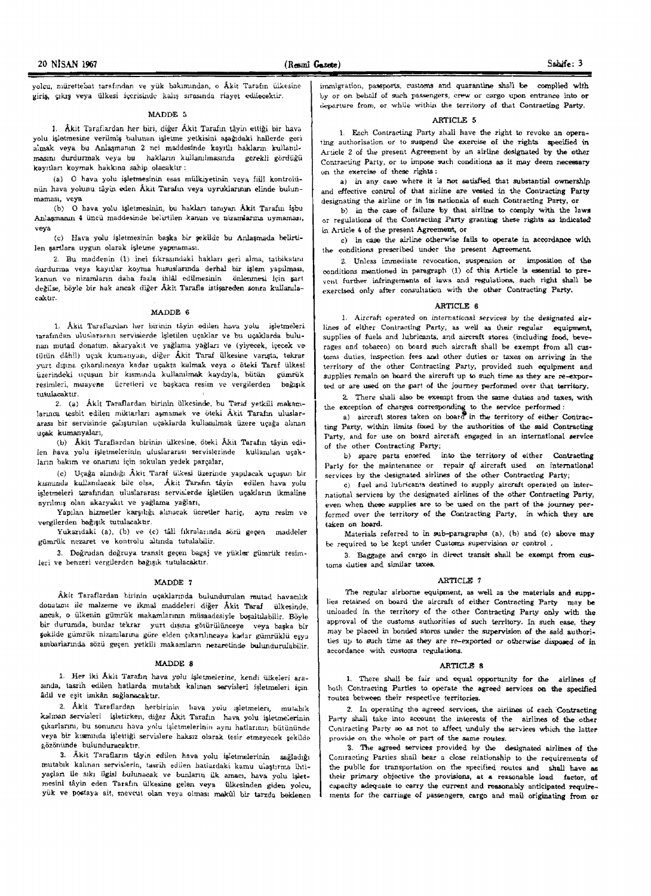yolcu, mürettebat tarafından ve yük bakımından, o Âkit Tarafın ülkesine giriş, çıkış veya ülkesi içerisinde kalış sırasında riayet edilecektir.

### MADDE 5

1. Âkit Taraflardan her biri, diğer Âkit Tarafın tâyin ettiği bir hava yolu işletmesine verilmiş bulunan işletme yetkisini aşağıdaki hallerde geri almak veya bu Anlaşmanın 2 nci maddesinde kayıtlı hakların kullanılmasını durdurmak veya bu hakların kullanılmasında gerekli gördüğü kayıtları koymak hakkına sahip olacaktır:

(a) O hava yolu işletmesinin esas mülkiyetinin veya fiilî kontrolünün hava yolunu tâyin eden Âkit Tarafın veya uyruklarının elinde bulunmaması, veya

(b) O hava yolu işletmesinin, bu hakları tanıyan Âkit Tarafın işbu Anlaşmanın 4 üncü maddesinde belirtilen kanun ve nizamlarına uymaması, veya

(c) Hava yolu işletmesinin başka bir şekilde bu Anlaşmada belirtilen şartlara uygun olarak işletme yapmaması.

2. Bu maddenin (1) inci fıkrasındaki hakları geri alma, tatbikatını durdurma veya kayıtlar koyma hususlarında derhal bir işlem yapılması, kanun ve nizamların daha fazla ihlâl edilmesinin önlenmesi için şart değilse, böyle bir hak ancak diğer Âkit Tarafla istişareden sonra kullanılacaktır.

### MADDE 6

1. Âkit Taraflardan her birinin tâyin edilen hava yolu işletmeleri tarafından uluslararası servislerde işletilen uçaklar ve bu uçaklarda bulunan mutad donatım, akaryakıt ve yağlama yağları ve (yiyecek, içecek ve tütün dâhil) uçak kumanyası, diğer Âkit Taraf ülkesine varışta, tekrar yurt dışına çıkarılıncaya kadar uçakta kalmak veya o öteki Taraf ülkesi üzerindeki uçuşun bir kısmında kullanılmak kaydıyla, bütün gümrük resimleri, muayene ücretleri ve başkaca resim ve vergilerden bağışık tutulacaktır.

2. (a) Âkit Taraflardan birinin ülkesinde, bu Taraf yetkili makamlarınca tesbit edilen miktarları aşmamak ve öteki Âkit Tarafın uluslararası bir servisinde çalıştırılan uçaklarda kullanılmak üzere uçağa alınan uçak kumanyaları,

(b) Âkit Taraflardan birinin ülkesine, öteki Âkit Tarafın tâyin edilen hava yolu işletmelerinin uluslararası servislerinde kullanılan uçakların bakım ve onarımı için sokulan yedek parçalar,

(c) Uçağa alındığı Âkit Taraf ülkesi üzerinde yapılacak uçuşun bir kısmında kullanılacak bile olsa, Âkit Tarafın tâyin edilen hava yolu işletmeleri tarafından uluslararası servislerde işletilen uçakların ikmaline ayrılmış olan akaryakıt ve yağlama yağları,

Yapılan hizmetler karşılığı alınacak ücretler hariç, aynı resim ve vergilerden bağışık tutulacaktır.

Yukarıdaki (a), (b) ve (c) tâli fıkralarında sözü geçen maddeler gümrük nezaret ve kontrolu altında tutulabilir.

3. Doğrudan doğruya transit geçen bagaj ve yükler gümrük resimleri ve benzeri vergilerden bağışık tutulacaktır.

### MADDE 7

Âkit Taraflardan birinin uçaklarında bulundurulan mutad havacılık donatımı ile malzeme ve ikmal maddeleri diğer Âkit Taraf ülkesinde, ancak, o ülkenin gümrük makamlarının müsaadesiyle boşaltılabilir. Böyle bir durumda, bunlar tekrar yurt dışına götürülünceye veya başka bir şekilde gümrük nizamlarına göre elden çıkarılıncaya kadar gümrüklü eşya ambarlarında sözü geçen yetkili makamların nezaretinde bulundurulabilir.

### MADDE 8

1. Her iki Âkit Tarafın hava yolu işletmelerine, kendi ülkeleri arasında, tasrih edilen hatlarda mutabık kalınan servisleri işletmeleri için âdil ve eşit imkân sağlanacaktır.

2. Âkit Taraflardan herbirinin hava yolu işletmeleri, mutabık kalınan servisleri işletirken, diğer Âkit Tarafın hava yolu işletmelerinin çıkarlarını, bu sonuncu hava yolu işletmelerinin aynı hatlarının bütününde veya bir kısmında işlettiği servislere haksız olarak tesir etmeyecek şekilde gözönünde bulunduracaktır.

3. Âkit Tarafların tâyin edilen hava yolu işletmelerinin sağladığı mutabık kalınan servislerin, tasrih edilen hatlardaki kamu ulaştırma ihtiyaçları ile sıkı ilgisi bulunacak ve bunların ilk amacı, hava yolu işletmesini tâyin eden Tarafın ülkesine gelen veya ülkesinden giden yolcu, yük ve postaya ait, mevcut olan veya olması makûl bir tarzda beklenen

immigration, passports, customs and quarantine shall be complied with by or on behalf of such passengers, crew or cargo upon entrance into or departure from, or while within the territory of that Contracting Party.

### ARTICLE 5

1. Each Contracting Party shall have the right to revoke an operating authorisation or to suspend the exercise of the rights specified in Article 2 of the present Agreement by an airline designated by the other Contracting Party, or to impose such conditions as it may deem necessary on the exercise of these rights:

a) in any case where it is not satisfied that substantial ownership and effective control of that airline are vested in the Contracting Party designating the airline or in its nationals of such Contracting Party, or

b) in the case of failure by that airline to comply with the laws or regulations of the Contracting Party granting these rights as indicated in Article 4 of the present Agreement, or

c) in case the airline otherwise fails to operate in accordance with the conditions prescribed under the present Agreement.

2. Unless immediate revocation, suspension or imposition of the conditions mentioned in paragraph (1) of this Article is essential to prevent further infringements of laws and regulations, such right shall be exercised only after consultation with the other Contracting Party.

### ARTICLE 6

1. Aircraft operated on international services by the designated airlines of either Contracting Party, as well as their regular equipment, supplies of fuels and lubricants, and aircraft stores (including food, beverages and tobacco) on board such aircraft shall be exempt from all customs duties, inspection fees and other duties or taxes on arriving in the territory of the other Contracting Party, provided such equipment and supplies remain on board the aircraft up to such time as they are re-exported or are used on the part of the journey performed over that territory.

2. There shall also be exempt from the same duties and taxes, with the exception of charges corresponding to the service performed:

a) aircraft stores taken on board in the territory of either Contracting Party, within limits fixed by the authorities of the said Contracting Party, and for use on board aircraft engaged in an international service of the other Contracting Party;

b) spare parts entered into the territory of either Contracting Party for the maintenance or repair of aircraft used on international services by the designated airlines of the other Contracting Party;

c) fuel and lubricants destined to supply aircraft operated on international services by the designated airlines of the other Contracting Party, even when these supplies are to be used on the part of the journey performed over the territory of the Contracting Party, in which they are taken on board.

Materials referred to in sub-paragraphs (a), (b) and (c) above may be required to be kept under Customs supervision or control.

3. Baggage and cargo in direct transit shall be exempt from customs duties and similar taxes.

### ARTICLE 7

The regular airborne equipment, as well as the materials and supplies retained on board the aircraft of either Contracting Party may be unloaded in the territory of the other Contracting Party only with the approval of the customs authorities of such territory. In such case, they may be placed in bonded stores under the supervision of the said authorities up to such time as they are re-exported or otherwise disposed of in accordance with customs regulations.

### ARTICLE 8

1. There shall be fair and equal opportunity for the airlines of both Contracting Parties to operate the agreed services on the specified routes between their respective territories.

2. In operating the agreed services, the airlines of each Contracting Party shall take into account the interests of the airlines of the other Contracting Party so as not to affect unduly the services which the latter provide on the whole or part of the same routes.

3. The agreed services provided by the designated airlines of the Contracting Parties shall bear a close relationship to the requirements of the public for transportation on the specified routes and shall have as their primary objective the provisions, at a reasonable load factor, of capacity adequate to carry the current and reasonably anticipated requirements for the carriage of passengers, cargo and mail originating from or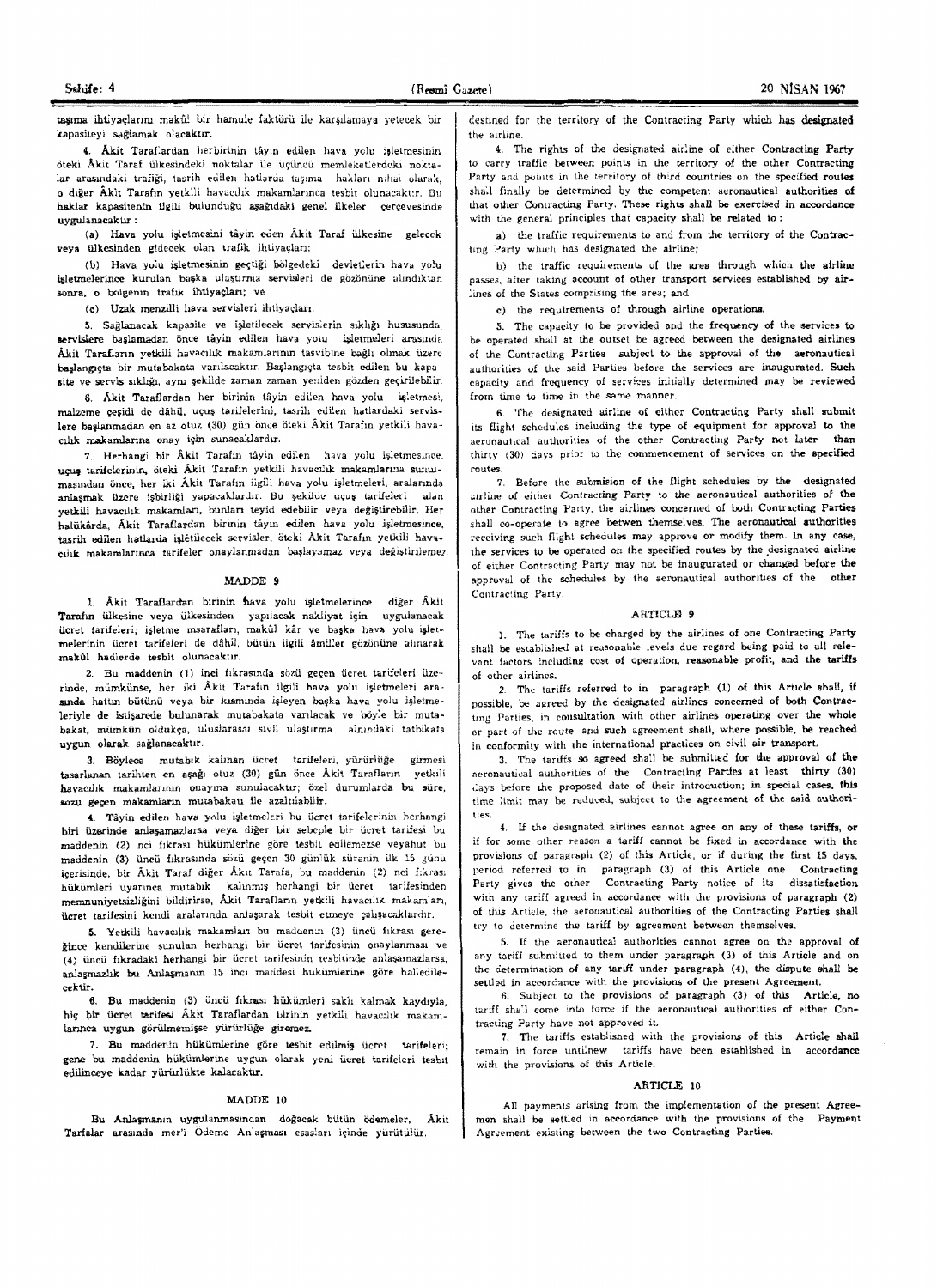taşıma ihtiyaçlarını makûl bir hamule faktörü ile karşılamaya yetecek bir kapasiteyi sağlamak olacaktır.

4. Âkit Taraflardan herbirinin tâyin edilen hava yolu işletmesinin öteki Âkit Taraf ülkesindeki noktalar ile üçüncü memleketlerdeki noktalar arasındaki trafiği, tasrih edilen hatlarda taşıma hakları nihai olarak, o diğer Âkit Tarafın yetkili havacılık makamlarınca tesbit olunacaktır. Bu haklar kapasitenin ilgili bulunduğu aşağıdaki genel ilkeler çerçevesinde uygulanacaktır:

(a) Hava yolu işletmesini tâyin eden Âkit Taraf ülkesine gelecek veya ülkesinden gidecek olan trafik ihtiyaçları;

(b) Hava yolu işletmesinin geçtiği bölgedeki devletlerin hava yolu işletmelerince kurulan başka ulaştırma servisleri de gözönüne alındıktan sonra, o bölgenin trafik ihtiyaçları; ve

(c) Uzak menzilli hava servisleri ihtiyaçları.

5. Sağlanacak kapasite ve işletilecek servislerin sıklığı hususunda, servislere başlamadan önce tâyin edilen hava yolu işletmeleri arasında Âkit Tarafların yetkili havacılık makamlarının tasvibine bağlı olmak üzere başlangıçta bir mutabakata varılacaktır. Başlangıçta tesbit edilen bu kapasite ve servis sıklığı, aynı şekilde zaman zaman yeniden gözden geçirilebilir.

6. Âkit Taraflardan her birinin tâyin edilen hava yolu işletmesi, malzeme çeşidi de dâhil, uçuş tarifelerini, tasrih edilen hatlardaki servislere başlanmadan en az otuz (30) gün önce öteki Âkit Tarafın yetkili havacılık makamlarına onay için sunacaklardır.

7. Herhangi bir Âkit Tarafın tâyin edilen hava yolu işletmesince, uçuş tarifelerinin, öteki Âkit Tarafın yetkili havacılık makamlarına sunulmasından önce, her iki Âkit Tarafın ilgili hava yolu işletmeleri, aralarında anlaşmak üzere işbirliği yapacaklardır. Bu şekilde uçuş tarifeleri alan yetkili havacılık makamları, bunları teyid edebilir veya değiştirebilir. Her halükârda, Âkit Taraflardan birinin tâyin edilen hava yolu işletmesince, tasrih edilen hatlarda işletilecek servisler, öteki Âkit Tarafın yetkili havacılık makamlarınca tarifeler onaylanmadan başlayamaz veya değiştirilemez.

## MADDE 9

1. Âkit Taraflardan birinin hava yolu işletmelerince diğer Âkit Tarafın ülkesine veya ülkesinden yapılacak nakliyat için uygulanacak ücret tarifeleri; işletme masrafları, makûl kâr ve başka hava yolu işletmelerinin ücret tarifeleri de dâhil, bütün ilgili âmiller gözönüne alınarak makûl hadlerde tesbit olunacaktır.

2. Bu maddenin (1) inci fıkrasında sözü geçen ücret tarifeleri üzerinde, mümkünse, her iki Âkit Tarafın ilgili hava yolu işletmeleri arasında hattın bütünü veya bir kısmında işleyen başka hava yolu işletmeleriyle de istişarede bulunarak mutabakata varılacak ve böyle bir mutabakat, mümkün oldukça, uluslararası sivil ulaştırma alanındaki tatbikata uygun olarak sağlanacaktır.

3. Böylece mutabık kalınan ücret tarifeleri, yürürlüğe girmesi tasarlanan tarihten en aşağı otuz (30) gün önce Âkit Tarafların yetkili havacılık makamlarının onayına sunulacaktır; özel durumlarda bu süre, sözü geçen makamların mutabakatı ile azaltılabilir.

4. Tâyin edilen hava yolu işletmeleri bu ücret tarifelerinin herhangi biri üzerinde anlaşamazlarsa veya diğer bir sebeple bir ücret tarifesi bu maddenin (2) nci fıkrası hükümlerine göre tesbit edilemezse veyahut bu maddenin (3) üncü fıkrasında sözü geçen 30 gün'lük sürenin ilk 15 günü içerisinde, bir Âkit Taraf diğer Âkit Tarafa, bu maddenin (2) nci fıkrası hükümleri uyarınca mutabık kalınmış herhangi bir ücret tarifesinden memnuniyetsizliğini bildirirse, Âkit Tarafların yetkili havacılık makamları, ücret tarifesini kendi aralarında anlaşarak tesbit etmeye çalışacaklardır.

5. Yetkili havacılık makamları bu maddenin (3) üncü fıkrası gereğince kendilerine sunulan herhangi bir ücret tarifesinin onaylanması ve (4) üncü fıkradaki herhangi bir ücret tarifesinin tesbitinde anlaşamazlarsa, anlaşmazlık bu Anlaşmanın 15 inci maddesi hükümlerine göre halledilecektir.

6. Bu maddenin (3) üncü fıkrası hükümleri saklı kalmak kaydıyla, hiç bir ücret tarifesi Âkit Taraflardan birinin yetkili havacılık makamlarınca uygun görülmemişse yürürlüğe giremez.

7. Bu maddenin hükümlerine göre tesbit edilmiş ücret tarifeleri; gene bu maddenin hükümlerine uygun olarak yeni ücret tarifeleri tesbit edilinceye kadar yürürlükte kalacaktır.

## MADDE 10

Bu Anlaşmanın uygulanmasından doğacak bütün ödemeler, Âkit Taraflar arasında mer'i Ödeme Anlaşması esasları içinde yürütülür.

destined for the territory of the Contracting Party which has designated the airline.

4. The rights of the designated airline of either Contracting Party to carry traffic between points in the territory of the other Contracting Party and points in the territory of third countries on the specified routes shall finally be determined by the competent aeronautical authorities of that other Contracting Party. These rights shall be exercised in accordance with the general principles that capacity shall be related to:

a) the traffic requirements to and from the territory of the Contracting Party which has designated the airline;

b) the traffic requirements of the area through which the airline passes, after taking account of other transport services established by airlines of the States comprising the area; and

c) the requirements of through airline operations.

5. The capacity to be provided and the frequency of the services to be operated shall at the outset be agreed between the designated airlines of the Contracting Parties subject to the approval of the aeronautical authorities of the said Parties before the services are inaugurated. Such capacity and frequency of services initially determined may be reviewed from time to time in the same manner.

6. The designated airline of either Contracting Party shall submit its flight schedules including the type of equipment for approval to the aeronautical authorities of the other Contracting Party not later than thirty (30) days prior to the commencement of services on the specified routes.

7. Before the submision of the flight schedules by the designated airline of either Contracting Party to the aeronautical authorities of the other Contracting Party, the airlines concerned of both Contracting Parties shall co-operate to agree betwen themselves. The aeronautical authorities receiving such flight schedules may approve or modify them. In any case, the services to be operated on the specified routes by the designated airline of either Contracting Party may not be inaugurated or changed before the approval of the schedules by the aeronautical authorities of the other Contracting Party.

## ARTICLE 9

1. The tariffs to be charged by the airlines of one Contracting Party shall be established at reasonable levels due regard being paid to all relevant factors including cost of operation, reasonable profit, and the tariffs of other airlines.

2. The tariffs referred to in paragraph (1) of this Article shall, if possible, be agreed by the designated airlines concerned of both Contracting Parties, in consultation with other airlines operating over the whole or part of the route, and such agreement shall, where possible, be reached in conformity with the international practices on civil air transport.

3. The tariffs so agreed shall be submitted for the approval of the aeronautical authorities of the Contracting Parties at least thirty (30) days before the proposed date of their introduction; in special cases, this time limit may be reduced, subject to the agreement of the said authorities.

4. If the designated airlines cannot agree on any of these tariffs, or if for some other reason a tariff cannot be fixed in accordance with the provisions of paragraph (2) of this Article, or if during the first 15 days, period referred to in paragraph (3) of this Article one Contracting Party gives the other Contracting Party notice of its dissatisfaction with any tariff agreed in accordance with the provisions of paragraph (2) of this Article, the aeronautical authorities of the Contracting Parties shall try to determine the tariff by agreement between themselves.

5. If the aeronautical authorities cannot agree on the approval of any tariff submitted to them under paragraph (3) of this Article and on the determination of any tariff under paragraph (4), the dispute shall be settled in accordance with the provisions of the present Agreement.

6. Subject to the provisions of paragraph (3) of this Article, no tariff shall come into force if the aeronautical authorities of either Contracting Party have not approved it.

7. The tariffs established with the provisions of this Article shall remain in force untilnew tariffs have been established in accordance with the provisions of this Article.

## ARTICLE 10

All payments arising from the implementation of the present Agreemen shall be settled in accordance with the provisions of the Payment Agreement existing between the two Contracting Parties.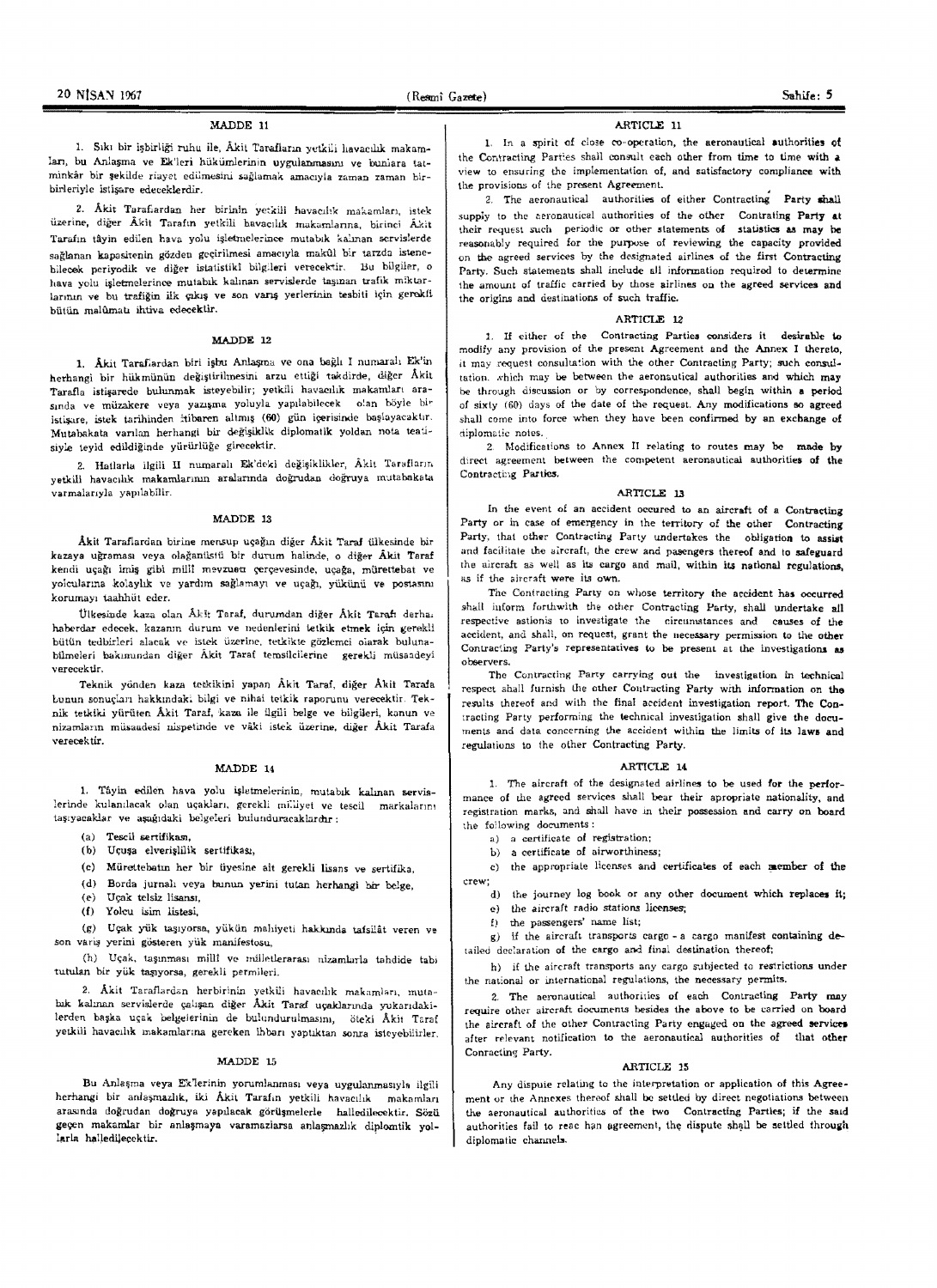## MADDE 11

1. Sıkı bir işbirliği ruhu ile, Âkit Tarafların yetkili havacılık makamları, bu Anlaşma ve Ek'leri hükümlerinin uygulanmasını ve bunlara tatminkâr bir şekilde riayet edilmesini sağlamak amacıyla zaman zaman birbirleriyle istişare edeceklerdir.

2. Âkit Taraflardan her birinin yetkili havacılık makamları, istek üzerine, diğer Âkit Tarafın yetkili havacılık makamlarına, birinci Âkit Tarafın tâyin edilen hava yolu işletmelerince mutabık kalınan servislerde sağlanan kapasitenin gözden geçirilmesi amacıyla makûl bir tarzda istenebilecek periyodik ve diğer istatistikî bilgileri verecektir. Bu bilgiler, o hava yolu işletmelerince mutabık kalınan servislerde taşınan trafik miktarlarının ve bu trafiğin ilk çıkış ve son varış yerlerinin tesbiti için gerekli bütün malûmatı ihtiva edecektir.

## MADDE 12

1. Âkit Taraflardan biri işbu Anlaşma ve ona bağlı I numaralı Ek'in herhangi bir hükmünün değiştirilmesini arzu ettiği takdirde, diğer Âkit Tarafla istişarede bulunmak isteyebilir; yetkili havacılık makamları arasında ve müzakere veya yazışma yoluyla yapılabilecek olan böyle bir istişare, istek tarihinden itibaren altmış (60) gün içerisinde başlayacaktır. Mutabakata varılan herhangi bir değişiklik diplomatik yoldan nota teatisiyle teyid edildiğinde yürürlüğe girecektir.

2. Hatlarla ilgili II numaralı Ek'deki değişiklikler, Âkit Tarafların yetkili havacılık makamlarının aralarında doğrudan doğruya mutabakata varmalarıyla yapılabilir.

## MADDE 13

Âkit Taraflardan birine mensup uçağın diğer Âkit Taraf ülkesinde bir kazaya uğraması veya olağanüstü bir durum halinde, o diğer Âkit Taraf kendi uçağı imiş gibi millî mevzuatı çerçevesinde, uçağa, mürettebat ve yolcularına kolaylık ve yardım sağlamayı ve uçağı, yükünü ve postasını korumayı taahhüt eder.

Ülkesinde kaza olan Âkit Taraf, durumdan diğer Âkit Tarafı derhal haberdar edecek, kazanın durum ve nedenlerini tetkik etmek için gerekli bütün tedbirleri alacak ve istek üzerine, tetkikte gözlemci olarak bulunabilmeleri bakımından diğer Âkit Taraf temsilcilerine gerekli müsaadeyi verecektir.

Teknik yönden kaza tetkikini yapan Âkit Taraf, diğer Âkit Tarafa bunun sonuçları hakkındaki bilgi ve nihai tetkik raporunu verecektir. Teknik tetkiki yürüten Âkit Taraf, kaza ile ilgili belge ve bilgileri, kanun ve nizamların müsaadesi nispetinde ve vâki istek üzerine, diğer Âkit Tarafa verecektir.

## MADDE 14

1. Tâyin edilen hava yolu işletmelerinin, mutabık kalınan servislerinde kullanılacak olan uçakları, gerekli milliyet ve tescil markalarını taşıyacaklar ve aşağıdaki belgeleri bulunduracaklardır:

(a) Tescil sertifikası,

(b) Uçuşa elverişlilik sertifikası,

(c) Mürettebatın her bir üyesine ait gerekli lisans ve sertifika,

(d) Borda jurnalı veya bunun yerini tutan herhangi bir belge,

(e) Uçak telsiz lisansı,

(f) Yolcu isim listesi,

(g) Uçak yük taşıyorsa, yükün mahiyeti hakkında tafsilât veren ve son varış yerini gösteren yük manifestosu,

(h) Uçak, taşınması millî ve milletlerarası nizamlarla tahdide tabi tutulan bir yük taşıyorsa, gerekli permileri.

2. Âkit Taraflardan herbirinin yetkili havacılık makamları, mutabık kalınan servislerde çalışan diğer Âkit Taraf uçaklarında yukarıdakilerden başka uçak belgelerinin de bulundurulmasını, öteki Âkit Taraf yetkili havacılık makamlarına gereken ihbarı yaptıktan sonra isteyebilirler.

## MADDE 15

Bu Anlaşma veya Ek'lerinin yorumlanması veya uygulanmasıyla ilgili herhangi bir anlaşmazlık, iki Âkit Tarafın yetkili havacılık makamları arasında doğrudan doğruya yapılacak görüşmelerle halledilecektir. Sözü geçen makamlar bir anlaşmaya varamazlarsa anlaşmazlık diplomatik yollarla halledilecektir.

## ARTICLE 11

1. In a spirit of close co-operation, the aeronautical authorities of the Contracting Parties shall consult each other from time to time with a view to ensuring the implementation of, and satisfactory compliance with the provisions of the present Agreement.

2. The aeronautical authorities of either Contracting Party shall supply to the aeronautical authorities of the other Contrating Party at their request such periodic or other statements of statistics as may be reasonably required for the purpose of reviewing the capacity provided on the agreed services by the designated airlines of the first Contracting Party. Such statements shall include all information required to determine the amount of traffic carried by those airlines on the agreed services and the origins and destinations of such traffic.

## ARTICLE 12

1. If either of the Contracting Parties considers it desirable to modify any provision of the present Agreement and the Annex I thereto, it may request consultation with the other Contracting Party; such consultation, which may be between the aeronautical authorities and which may be through discussion or by correspondence, shall begin within a period of sixty (60) days of the date of the request. Any modifications so agreed shall come into force when they have been confirmed by an exchange of diplomatic notes.

2. Modifications to Annex II relating to routes may be made by direct agreement between the competent aeronautical authorities of the Contracting Parties.

## ARTICLE 13

In the event of an accident occured to an aircraft of a Contracting Party or in case of emergency in the territory of the other Contracting Party, that other Contracting Party undertakes the obligation to assist and facilitate the aircraft, the crew and pasengers thereof and to safeguard the aircraft as well as its cargo and mail, within its national regulations, as if the aircraft were its own.

The Contracting Party on whose territory the accident has occurred shall inform forthwith the other Contracting Party, shall undertake all respective astionis to investigate the circumstances and causes of the accident, and shall, on request, grant the necessary permission to the other Contracting Party's representatives to be present at the investigations as observers.

The Contracting Party carrying out the investigation in technical respect shall furnish the other Contracting Party with information on the results thereof and with the final accident investigation report. The Contracting Party performing the technical investigation shall give the documents and data concerning the accident within the limits of its laws and regulations to the other Contracting Party.

## ARTICLE 14

1. The aircraft of the designated airlines to be used for the performance of the agreed services shall bear their apropriate nationality, and registration marks, and shall have in their possession and carry on board the following documents:

a) a certificate of registration;

b) a certificate of airworthiness;

c) the appropriate licenses and certificates of each member of the crew;

d) the journey log book or any other document which replaces it;

e) the aircraft radio stations licenses;

f) the passengers' name list;

g) if the aircraft transports cargo - a cargo manifest containing detailed declaration of the cargo and final destination thereof;

h) if the aircraft transports any cargo subjected to restrictions under the national or international regulations, the necessary permits.

2. The aeronautical authorities of each Contracting Party may require other aircraft documents besides the above to be carried on board the aircraft of the other Contracting Party engaged on the agreed services after relevant notification to the aeronautical authorities of that other Conracting Party.

## ARTICLE 15

Any dispute relating to the interpretation or application of this Agreement or the Annexes thereof shall be setled by direct negotiations between the aeronautical authorities of the two Contracting Parties; if the said authorities fail to reac han agreement, the dispute shall be settled through diplomatic channels.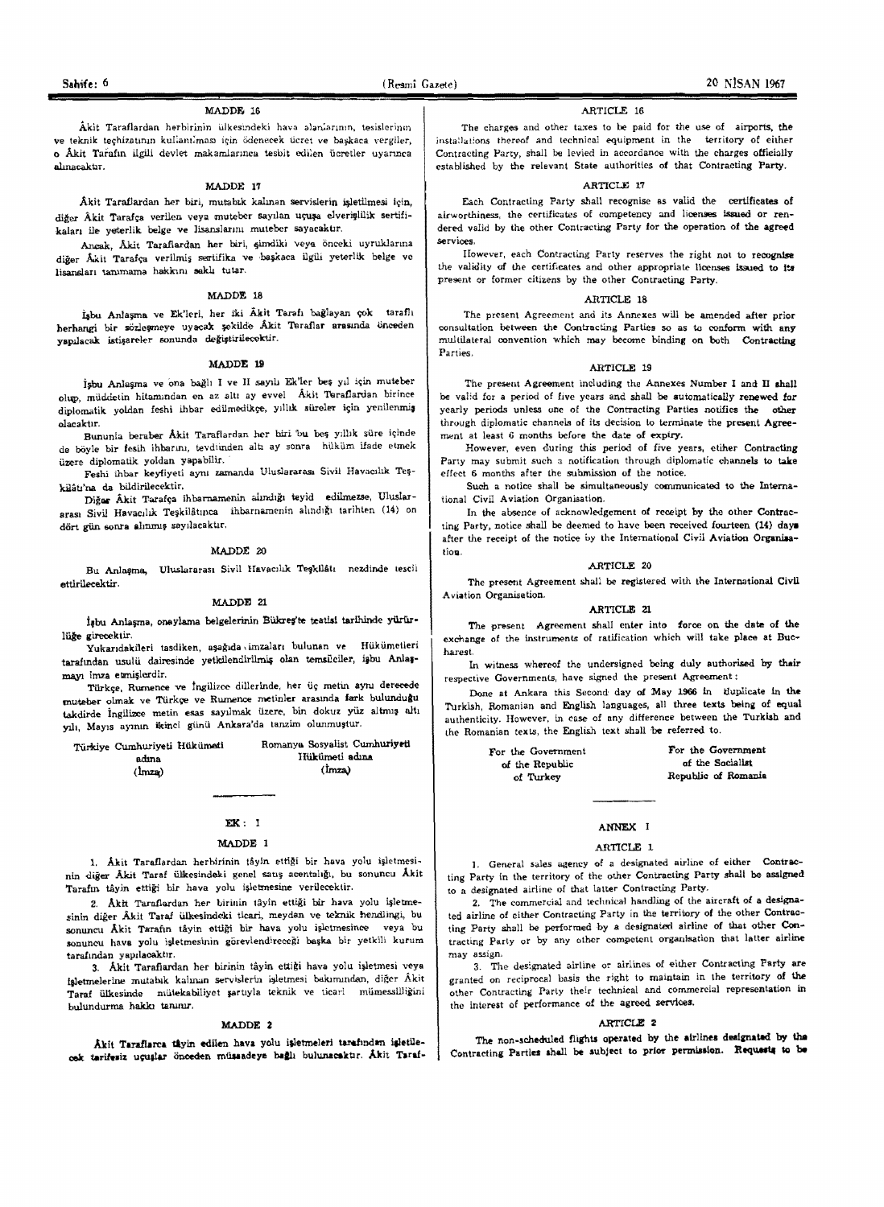### MADDE 16

Âkit Taraflardan herbirinin ülkesindeki hava alanlarının, tesislerinin ve teknik teçhizatının kullanılması için ödenecek ücret ve başkaca vergiler, o Âkit Tarafın ilgili devlet makamlarınca tesbit edilen ücretler uyarınca alınacaktır.

### MADDE 17

Âkit Taraflardan her biri, mutabık kalınan servislerin işletilmesi için, diğer Âkit Tarafça verilen veya muteber sayılan uçuşa elverişlilik sertifikaları ile yeterlik belge ve lisanslarını muteber sayacaktır.

Ancak, Âkit Taraflardan her biri, şimdiki veya önceki uyruklarına diğer Âkit Tarafça verilmiş sertifika ve başkaca ilgili yeterlik belge ve lisansları tanımama hakkını saklı tutar.

### MADDE 18

İşbu Anlaşma ve Ek'leri, her iki Âkit Tarafı bağlayan çok taraflı herhangi bir sözleşmeye uyacak şekilde Âkit Taraflar arasında önceden yapılacak istişareler sonunda değiştirilecektir.

### MADDE 19

İşbu Anlaşma ve ona bağlı I ve II sayılı Ek'ler beş yıl için muteber olup, müddetin hitamından en az altı ay evvel Âkit Taraflardan birince diplomatik yoldan feshi ihbar edilmedikçe, yıllık süreler için yenilenmiş olacaktır.

Bununla beraber Âkit Taraflardan her biri bu beş yıllık süre içinde de böyle bir fesih ihbarını, tevdiinden altı ay sonra hüküm ifade etmek üzere diplomatik yoldan yapabilir.

Feshi ihbar keyfiyeti aynı zamanda Uluslararası Sivil Havacılık Teşkilâtı'na da bildirilecektir.

Diğer Âkit Tarafça ihbarnamenin alındığı teyid edilmezse, Uluslararası Sivil Havacılık Teşkilâtınca ihbarnamenin alındığı tarihten (14) on dört gün sonra alınmış sayılacaktır.

### MADDE 20

Bu Anlaşma, Uluslararası Sivil Havacılık Teşkilâtı nezdinde tescil ettirilecektir.

### MADDE 21

İşbu Anlaşma, onaylama belgelerinin Bükreş'te teatisi tarihinde yürürlüğe girecektir.

Yukarıdakileri tasdiken, aşağıda imzaları bulunan ve Hükümetleri tarafından usulü dairesinde yetkilendirilmiş olan temsilciler, işbu Anlaşmayı imza etmişlerdir.

Türkçe, Rumence ve İngilizce dillerinde, her üç metin aynı derecede muteber olmak ve Türkçe ve Rumence metinler arasında fark bulunduğu takdirde İngilizce metin esas sayılmak üzere, bin dokuz yüz altmış altı yılı, Mayıs ayının ikinci günü Ankara'da tanzim olunmuştur.

| | |
|---|---|
| Türkiye Cumhuriyeti Hükümeti adına (İmza) | Romanya Sosyalist Cumhuriyeti Hükümeti adına (İmza) |

### EK: I

### MADDE 1

1. Âkit Taraflardan herbirinin tâyin ettiği bir hava yolu işletmesinin diğer Âkit Taraf ülkesindeki genel satış acentalığı, bu sonuncu Âkit Tarafın tâyin ettiği bir hava yolu işletmesine verilecektir.

2. Âkit Taraflardan her birinin tâyin ettiği bir hava yolu işletmesinin diğer Âkit Taraf ülkesindeki ticari, meydan ve teknik hendlingi, bu sonuncu Âkit Tarafın tâyin ettiği bir hava yolu işletmesince veya bu sonuncu hava yolu işletmesinin görevlendireceği başka bir yetkili kurum tarafından yapılacaktır.

3. Âkit Taraflardan her birinin tâyin ettiği hava yolu işletmesi veya işletmelerine mutabık kalınan servislerin işletmesi bakımından, diğer Âkit Taraf ülkesinde mütekabiliyet şartıyla teknik ve ticari mümessilliğini bulundurma hakkı tanınır.

### MADDE 2

**Âkit Taraflarca tâyin edilen hava yolu işletmeleri tarafından işletilecek tarifesiz uçuşlar önceden müsaadeye bağlı bulunacaktır. Âkit Taraf-**

### ARTICLE 16

The charges and other taxes to be paid for the use of airports, the installations thereof and technical equipment in the territory of either Contracting Party, shall be levied in accordance with the charges officially established by the relevant State authorities of that Contracting Party.

### ARTICLE 17

Each Contracting Party shall recognise as valid the certificates of airworthiness, the certificates of competency and licenses issued or rendered valid by the other Contracting Party for the operation of the agreed services.

However, each Contracting Party reserves the right not to recognise the validity of the certificates and other appropriate licenses issued to its present or former citizens by the other Contracting Party.

### ARTICLE 18

The present Agreement and its Annexes will be amended after prior consultation between the Contracting Parties so as to conform with any multilateral convention which may become binding on both Contracting Parties.

### ARTICLE 19

The present Agreement including the Annexes Number I and II shall be valid for a period of five years and shall be automatically renewed for yearly periods unless one of the Contracting Parties notifies the other through diplomatic channels of its decision to terminate the present Agreement at least 6 months before the date of expiry.

However, even during this period of five years, either Contracting Party may submit such a notification through diplomatic channels to take effect 6 months after the submission of the notice.

Such a notice shall be simultaneously communicated to the International Civil Aviation Organisation.

In the absence of acknowledgement of receipt by the other Contracting Party, notice shall be deemed to have been received fourteen (14) days after the receipt of the notice by the International Civil Aviation Organisation.

### ARTICLE 20

The present Agreement shall be registered with the International Civil Aviation Organisation.

### ARTICLE 21

The present Agreement shall enter into force on the date of the exchange of the instruments of ratification which will take place at Bucharest.

In witness whereof the undersigned being duly authorised by their respective Governments, have signed the present Agreement:

Done at Ankara this Second day of May 1966 in duplicate in the Turkish, Romanian and English languages, all three texts being of equal authenticity. However, in case of any difference between the Turkish and the Romanian texts, the English text shall be referred to.

| | |
|---|---|
| For the Government of the Republic of Turkey | For the Government of the Socialist Republic of Romania |

### ANNEX I

### ARTICLE 1

1. General sales agency of a designated airline of either Contracting Party in the territory of the other Contracting Party shall be assigned to a designated airline of that latter Contracting Party.

2. The commercial and technical handling of the aircraft of a designated airline of either Contracting Party in the territory of the other Contracting Party shall be performed by a designated airline of that other Contracting Party or by any other competent organisation that latter airline may assign.

3. The designated airline or airlines of either Contracting Party are granted on reciprocal basis the right to maintain in the territory of the other Contracting Party their technical and commercial representation in the interest of performance of the agreed services.

### ARTICLE 2

**The non-scheduled flights operated by the airlines designated by the Contracting Parties shall be subject to prior permission. Requests to be**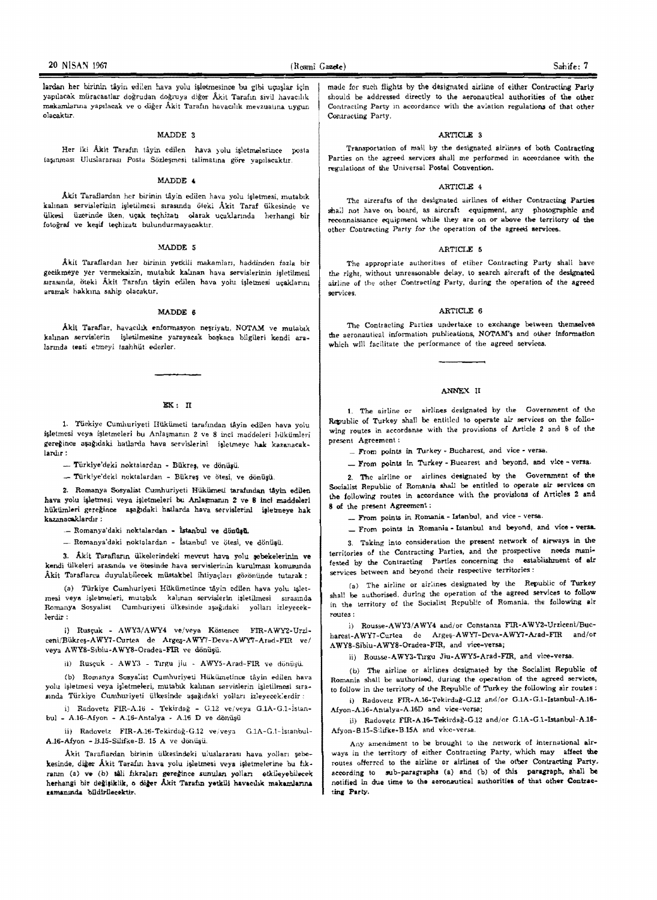lardan her birinin tâyin edilen hava yolu işletmesince bu gibi uçuşlar için yapılacak müracaatlar doğrudan doğruya diğer Âkit Tarafın sivil havacılık makamlarına yapılacak ve o diğer Âkit Tarafın havacılık mevzuatına uygun olacaktır.

### MADDE 3

Her iki Âkit Tarafın tâyin edilen hava yolu işletmelerince posta taşınması Uluslararası Posta Sözleşmesi talimatına göre yapılacaktır.

### MADDE 4

Âkit Taraflardan her birinin tâyin edilen hava yolu işletmesi, mutabık kalınan servislerinin işletilmesi sırasında öteki Âkit Taraf ülkesinde ve ülkesi üzerinde iken, uçak teçhizatı olarak uçaklarında herhangi bir fotoğraf ve keşif teçhizatı bulundurmayacaktır.

### MADDE 5

Âkit Taraflardan her birinin yetkili makamları, haddinden fazla bir gecikmeye yer vermeksizin, mutabık kalınan hava servislerinin işletilmesi sırasında, öteki Âkit Tarafın tâyin edilen hava yolu işletmesi uçaklarını aramak hakkına sahip olacaktır.

### MADDE 6

Âkit Taraflar, havacılık enformasyon neşriyatı, NOTAM ve mutabık kalınan servislerin işletilmesine yarayacak başkaca bilgileri kendi aralarında teati etmeyi taahhüt ederler.

---

## EK : II

1. Türkiye Cumhuriyeti Hükümeti tarafından tâyin edilen hava yolu işletmesi veya işletmeleri bu Anlaşmanın 2 ve 8 inci maddeleri hükümleri gereğince aşağıdaki hatlarda hava servislerini işletmeye hak kazanacaklardır :

— Türkiye'deki noktalardan - Bükreş, ve dönüşü.

— Türkiye'deki noktalardan - Bükreş ve ötesi, ve dönüşü.

2. Romanya Sosyalist Cumhuriyeti Hükümeti tarafından tâyin edilen hava yolu işletmesi veya işletmeleri bu Anlaşmanın 2 ve 8 inci maddeleri hükümleri gereğince aşağıdaki hatlarda hava servislerini işletmeye hak kazanacaklardır :

— Romanya'daki noktalardan - İstanbul ve dönüşü.

— Romanya'daki noktalardan - İstanbul ve ötesi, ve dönüşü.

3. Âkit Tarafların ülkelerindeki mevcut hava yolu şebekelerinin ve kendi ülkeleri arasında ve ötesinde hava servislerinin kurulması konusunda Âkit Taraflarca duyulabilecek müstakbel ihtiyaçları gözönünde tutarak :

(a) Türkiye Cumhuriyeti Hükümetince tâyin edilen hava yolu işletmesi veya işletmeleri, mutabık kalınan servislerin işletilmesi sırasında Romanya Sosyalist Cumhuriyeti ülkesinde aşağıdaki yolları izleyeceklerdir :

i) Rusçuk - AWY3/AWY4 ve/veya Köstence FIR-AWY2-Urziceni/Bükreş-AWY7-Curtea de Argeş-AWY7-Deva-AWY7-Arad-FIR ve/veya AWY8-Sibiu-AWY8-Oradea-FIR ve dönüşü.

ii) Rusçuk - AWY3 - Tırgu jiu - AWY5-Arad-FIR ve dönüşü.

(b) Romanya Sosyalist Cumhuriyeti Hükümetince tâyin edilen hava yolu işletmesi veya işletmeleri, mutabık kalınan servislerin işletilmesi sırasında Türkiye Cumhuriyeti ülkesinde aşağıdaki yolları izleyeceklerdir :

i) Radovetz FIR-A.16 - Tekirdağ - G.12 ve/veya G.1A-G.1-İstanbul - A.16-Afyon - A.16-Antalya - A.16 D ve dönüşü

ii) Radovetz FIR-A.16-Tekirdağ-G.12 ve/veya G.1A-G.1-İstanbul-A.16-Afyon - B.15-Silifke-B. 15 A ve dönüşü.

Âkit Taraflardan birinin ülkesindeki uluslararası hava yolları şebekesinde, diğer Âkit Tarafın hava yolu işletmesi veya işletmelerine bu fıkranın (a) ve (b) tâli fıkraları gereğince sunulan yolları etkileyebilecek herhangi bir değişiklik, o diğer Âkit Tarafın yetkili havacılık makamlarına zamanında bildirilecektir.

---

made for such flights by the designated airline of either Contracting Party should be addressed directly to the aeronautical authorities of the other Contracting Party in accordance with the aviation regulations of that other Contracting Party.

### ARTICLE 3

Transportation of mail by the designated airlines of both Contracting Parties on the agreed services shall me performed in accordance with the regulations of the Universal Postal Convention.

### ARTICLE 4

The aircrafts of the designated airlines of either Contracting Parties shall not have on board, as aircraft equipment, any photographic and reconnaissance equipment while they are on or above the territory of the other Contracting Party for the operation of the agreed services.

### ARTICLE 5

The appropriate authorities of either Contracting Party shall have the right, without unreasonable delay, to search aircraft of the designated airline of the other Contracting Party, during the operation of the agreed services.

### ARTICLE 6

The Contracting Parties undertake to exchange between themselves the aeronautical information publications, NOTAM's and other information which will facilitate the performance of the agreed services.

---

## ANNEX II

1. The airline or airlines designated by the Government of the Republic of Turkey shall be entitled to operate air services on the following routes in accordance with the provisions of Article 2 and 8 of the present Agreement :

— From points in Turkey - Bucharest, and vice - versa.

— From points in Turkey - Bucarest and beyond, and vice - versa.

2. The airline or airlines designated by the Government of the Socialist Republic of Romania shall be entitled to operate air services on the following routes in accordance with the provisions of Articles 2 and 8 of the present Agreement :

— From points in Romania - Istanbul, and vice - versa.

— From points in Romania - Istanbul and beyond, and vice - versa.

3. Taking into consideration the present network of airways in the territories of the Contracting Parties, and the prospective needs manifested by the Contracting Parties concerning the establishment of air services between and beyond their respective territories :

(a) The airline or airlines designated by the Republic of Turkey shall be authorised, during the operation of the agreed services to follow in the territory of the Socialist Republic of Romania, the following air routes :

i) Rousse-AWY3/AWY4 and/or Constanza FIR-AWY2-Urziceni/Bucharest-AWY7-Curtea de Argeş-AWY7-Deva-AWY7-Arad-FIR and/or AWY8-Sibiu-AWY8-Oradea-FIR, and vice-versa;

ii) Rousse-AWY3-Tırgu Jiu-AWY5-Arad-FIR, and vice-versa.

(b) The airline or airlines designated by the Socialist Republic of Romania shall be authorised, during the operation of the agreed services, to follow in the territory of the Republic of Turkey the following air routes :

i) Radovetz FIR-A.16-Tekirdağ-G.12 and/or G.1A-G.1-Istanbul-A.16-Afyon-A.16-Antalya-A.16D and vice-versa;

ii) Radovetz FIR-A.16-Tekirdağ-G.12 and/or G.1A-G.1-Istanbul-A.16-Afyon-B.15-Silifke-B.15A and vice-versa.

Any amendment to be brought to the network of international airways in the territory of either Contracting Party, which may affect the routes offerred to the airline or airlines of the other Contracting Party, according to sub-paragraphs (a) and (b) of this paragraph, shall be notified in due time to the aeronautical authorities of that other Contracting Party.